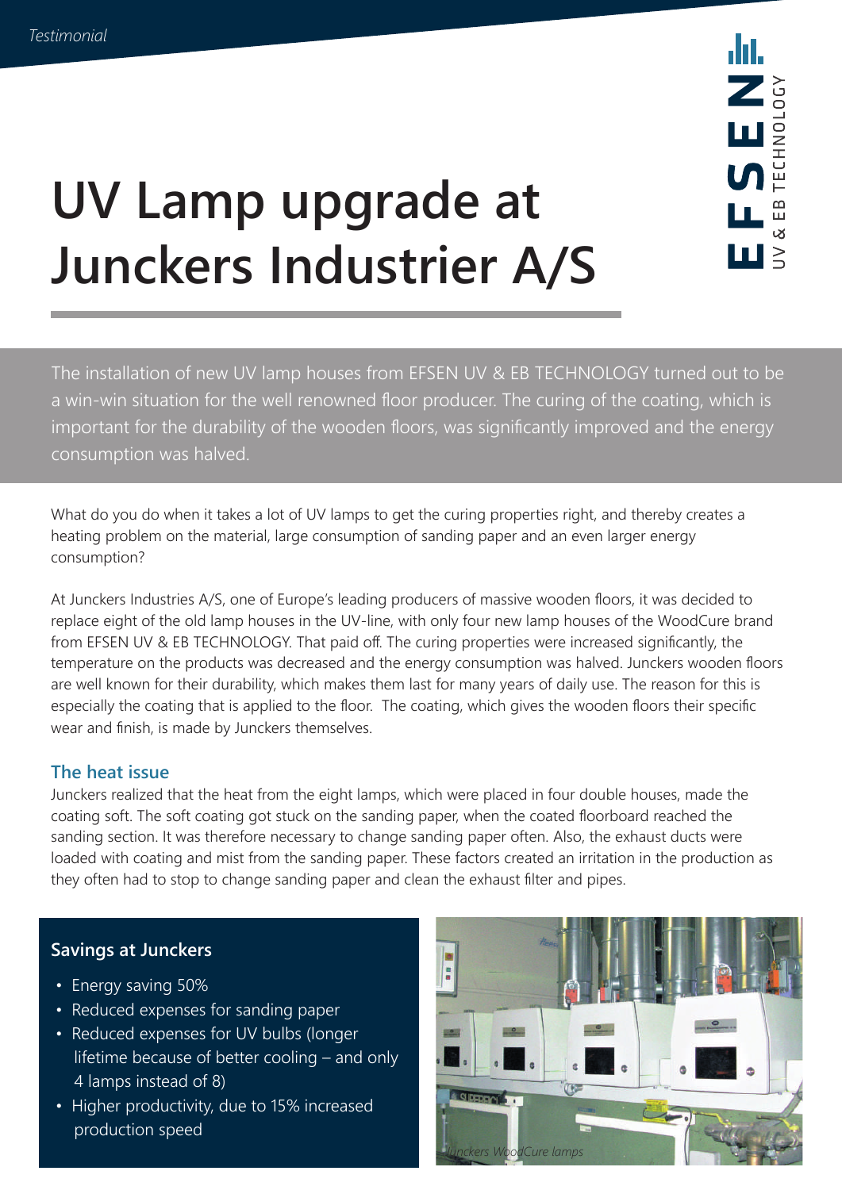*Testimonial*

EFSEN UV & EB TECHNOLOGY

# UV Lamp upgrade at Junckers Industrier A/S

The installation of new UV lamp houses from EFSEN UV & EB TECHNOLOGY turned out to be a win-win situation for the well renowned floor producer. The curing of the coating, which is important for the durability of the wooden floors, was significantly improved and the energy consumption was halved.

What do you do when it takes a lot of UV lamps to get the curing properties right, and thereby creates a heating problem on the material, large consumption of sanding paper and an even larger energy consumption?

At Junckers Industries A/S, one of Europe's leading producers of massive wooden floors, it was decided to replace eight of the old lamp houses in the UV-line, with only four new lamp houses of the WoodCure brand from EFSEN UV & EB TECHNOLOGY. That paid off. The curing properties were increased significantly, the temperature on the products was decreased and the energy consumption was halved. Junckers wooden floors are well known for their durability, which makes them last for many years of daily use. The reason for this is especially the coating that is applied to the floor. The coating, which gives the wooden floors their specific wear and finish, is made by Junckers themselves.

## The heat issue

Junckers realized that the heat from the eight lamps, which were placed in four double houses, made the coating soft. The soft coating got stuck on the sanding paper, when the coated floorboard reached the sanding section. It was therefore necessary to change sanding paper often. Also, the exhaust ducts were loaded with coating and mist from the sanding paper. These factors created an irritation in the production as they often had to stop to change sanding paper and clean the exhaust filter and pipes.

### Savings at Junckers

- Energy saving 50%
- Reduced expenses for sanding paper
- Reduced expenses for UV bulbs (longer lifetime because of better cooling – and only 4 lamps instead of 8)
- Higher productivity, due to 15% increased production speed

*Junckers WoodCure lamps*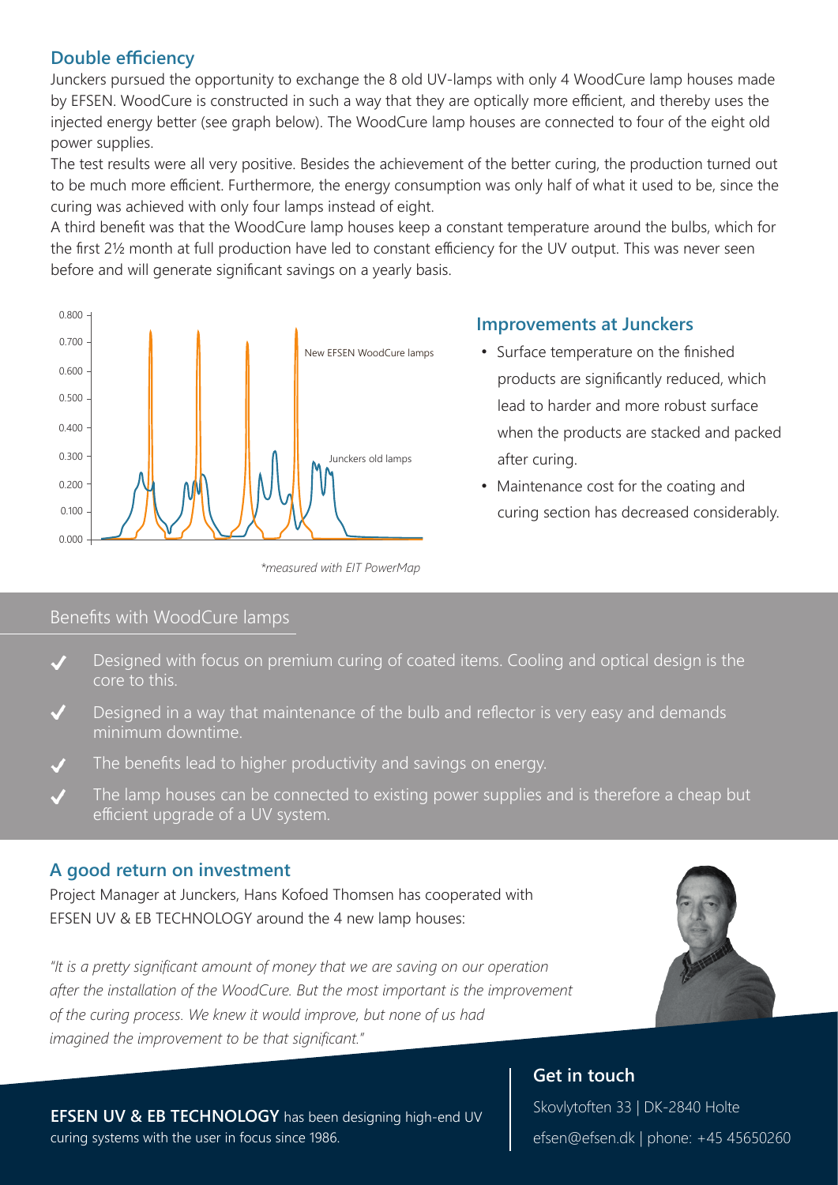## Double efficiency

Junckers pursued the opportunity to exchange the 8 old UV-lamps with only 4 WoodCure lamp houses made by EFSEN. WoodCure is constructed in such a way that they are optically more efficient, and thereby uses the injected energy better (see graph below). The WoodCure lamp houses are connected to four of the eight old power supplies.

The test results were all very positive. Besides the achievement of the better curing, the production turned out to be much more efficient. Furthermore, the energy consumption was only half of what it used to be, since the curing was achieved with only four lamps instead of eight.

A third benefit was that the WoodCure lamp houses keep a constant temperature around the bulbs, which for the first 2½ month at full production have led to constant efficiency for the UV output. This was never seen before and will generate significant savings on a yearly basis.

0.800
0.700
0.600
0.500
0.400
0.300
0.200
0.100
0.000

New EFSEN WoodCure lamps

Junckers old lamps

*measured with EIT PowerMap*

## Improvements at Junckers

- Surface temperature on the finished products are significantly reduced, which lead to harder and more robust surface when the products are stacked and packed after curing.
- Maintenance cost for the coating and curing section has decreased considerably.

## Benefits with WoodCure lamps

- ✔ Designed with focus on premium curing of coated items. Cooling and optical design is the core to this.
- ✔ Designed in a way that maintenance of the bulb and reflector is very easy and demands minimum downtime.
- ✔ The benefits lead to higher productivity and savings on energy.
- ✔ The lamp houses can be connected to existing power supplies and is therefore a cheap but efficient upgrade of a UV system.

## A good return on investment

Project Manager at Junckers, Hans Kofoed Thomsen has cooperated with EFSEN UV & EB TECHNOLOGY around the 4 new lamp houses:

*"It is a pretty significant amount of money that we are saving on our operation after the installation of the WoodCure. But the most important is the improvement of the curing process. We knew it would improve, but none of us had imagined the improvement to be that significant."*

**EFSEN UV & EB TECHNOLOGY** has been designing high-end UV curing systems with the user in focus since 1986.

## Get in touch

Skovlytoften 33 | DK-2840 Holte

efsen@efsen.dk | phone: +45 45650260